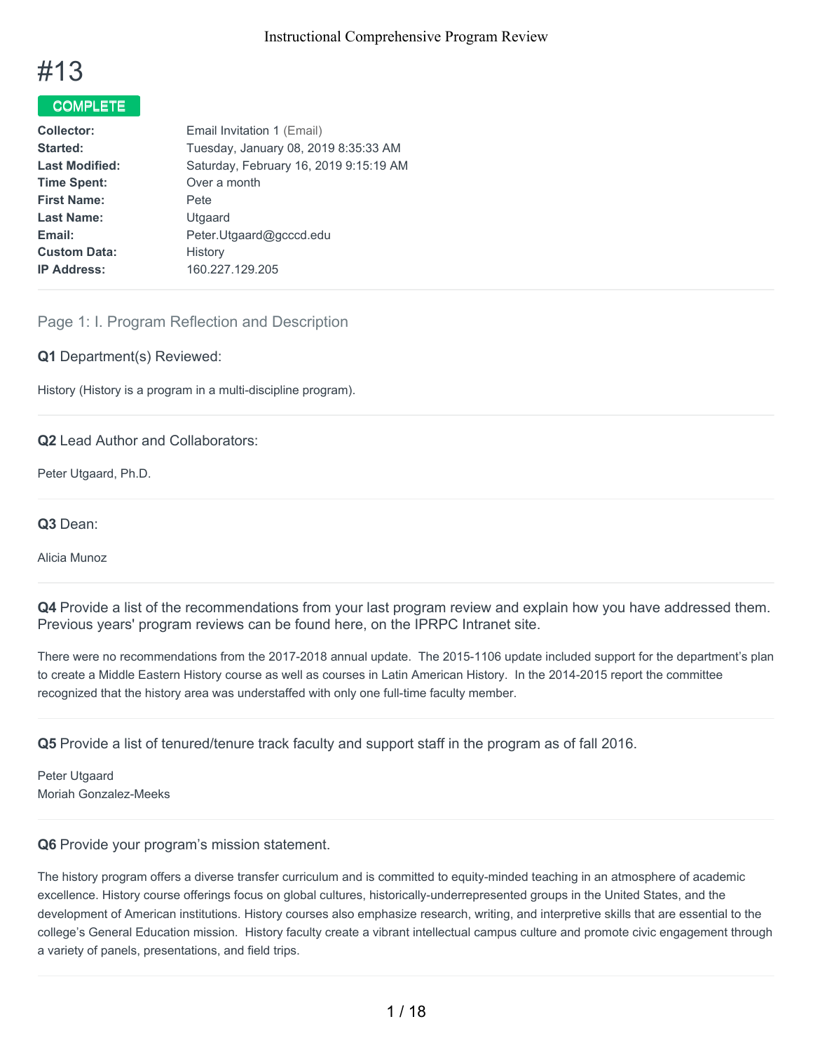# #13

**COMPLETE**

| | |
|---|---|
| **Collector:** | Email Invitation 1 (Email) |
| **Started:** | Tuesday, January 08, 2019 8:35:33 AM |
| **Last Modified:** | Saturday, February 16, 2019 9:15:19 AM |
| **Time Spent:** | Over a month |
| **First Name:** | Pete |
| **Last Name:** | Utgaard |
| **Email:** | Peter.Utgaard@gcccd.edu |
| **Custom Data:** | History |
| **IP Address:** | 160.227.129.205 |

## Page 1: I. Program Reflection and Description

**Q1** Department(s) Reviewed:

History (History is a program in a multi-discipline program).

**Q2** Lead Author and Collaborators:

Peter Utgaard, Ph.D.

**Q3** Dean:

Alicia Munoz

**Q4** Provide a list of the recommendations from your last program review and explain how you have addressed them. Previous years' program reviews can be found here, on the IPRPC Intranet site.

There were no recommendations from the 2017-2018 annual update. The 2015-1106 update included support for the department's plan to create a Middle Eastern History course as well as courses in Latin American History. In the 2014-2015 report the committee recognized that the history area was understaffed with only one full-time faculty member.

**Q5** Provide a list of tenured/tenure track faculty and support staff in the program as of fall 2016.

Peter Utgaard
Moriah Gonzalez-Meeks

**Q6** Provide your program's mission statement.

The history program offers a diverse transfer curriculum and is committed to equity-minded teaching in an atmosphere of academic excellence. History course offerings focus on global cultures, historically-underrepresented groups in the United States, and the development of American institutions. History courses also emphasize research, writing, and interpretive skills that are essential to the college's General Education mission. History faculty create a vibrant intellectual campus culture and promote civic engagement through a variety of panels, presentations, and field trips.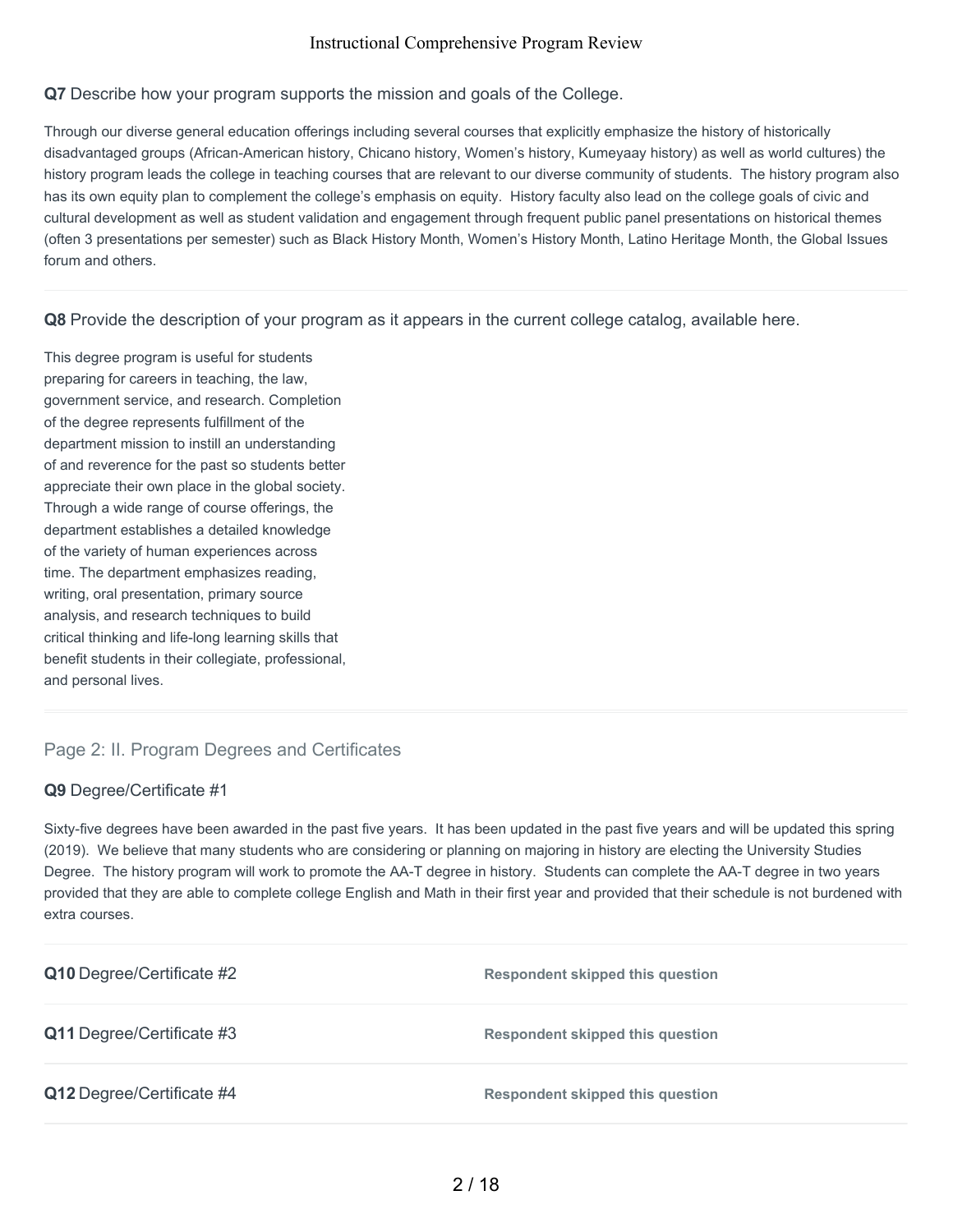**Q7** Describe how your program supports the mission and goals of the College.

Through our diverse general education offerings including several courses that explicitly emphasize the history of historically disadvantaged groups (African-American history, Chicano history, Women's history, Kumeyaay history) as well as world cultures) the history program leads the college in teaching courses that are relevant to our diverse community of students. The history program also has its own equity plan to complement the college's emphasis on equity. History faculty also lead on the college goals of civic and cultural development as well as student validation and engagement through frequent public panel presentations on historical themes (often 3 presentations per semester) such as Black History Month, Women's History Month, Latino Heritage Month, the Global Issues forum and others.

**Q8** Provide the description of your program as it appears in the current college catalog, available here.

This degree program is useful for students preparing for careers in teaching, the law, government service, and research. Completion of the degree represents fulfillment of the department mission to instill an understanding of and reverence for the past so students better appreciate their own place in the global society. Through a wide range of course offerings, the department establishes a detailed knowledge of the variety of human experiences across time. The department emphasizes reading, writing, oral presentation, primary source analysis, and research techniques to build critical thinking and life-long learning skills that benefit students in their collegiate, professional, and personal lives.

## Page 2: II. Program Degrees and Certificates

**Q9** Degree/Certificate #1

Sixty-five degrees have been awarded in the past five years. It has been updated in the past five years and will be updated this spring (2019). We believe that many students who are considering or planning on majoring in history are electing the University Studies Degree. The history program will work to promote the AA-T degree in history. Students can complete the AA-T degree in two years provided that they are able to complete college English and Math in their first year and provided that their schedule is not burdened with extra courses.

**Q10** Degree/Certificate #2 — **Respondent skipped this question**

**Q11** Degree/Certificate #3 — **Respondent skipped this question**

**Q12** Degree/Certificate #4 — **Respondent skipped this question**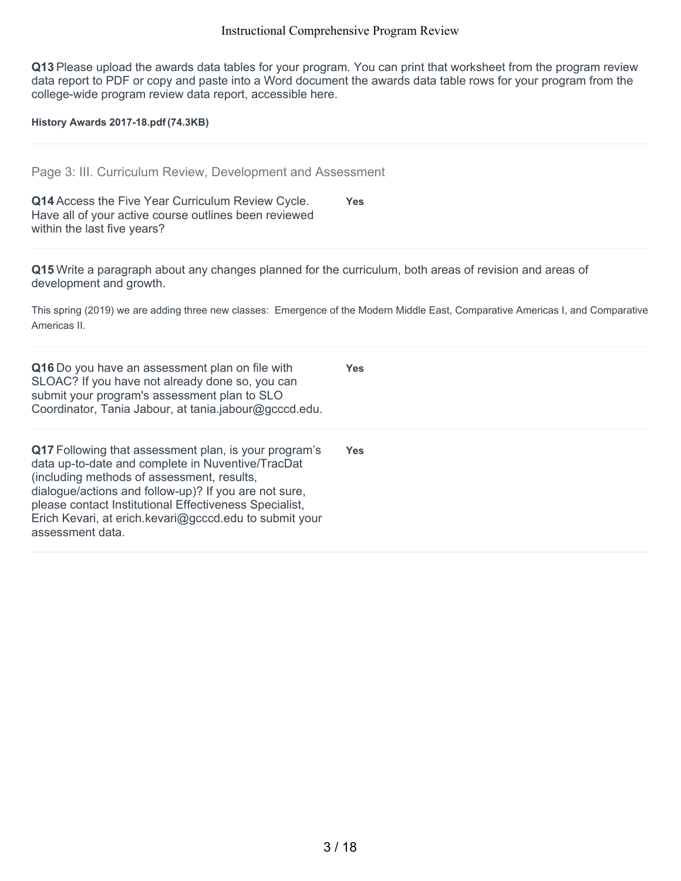**Q13** Please upload the awards data tables for your program. You can print that worksheet from the program review data report to PDF or copy and paste into a Word document the awards data table rows for your program from the college-wide program review data report, accessible here.

**History Awards 2017-18.pdf (74.3KB)**

---

## Page 3: III. Curriculum Review, Development and Assessment

**Q14** Access the Five Year Curriculum Review Cycle. Have all of your active course outlines been reviewed within the last five years?

**Yes**

---

**Q15** Write a paragraph about any changes planned for the curriculum, both areas of revision and areas of development and growth.

This spring (2019) we are adding three new classes: Emergence of the Modern Middle East, Comparative Americas I, and Comparative Americas II.

---

**Q16** Do you have an assessment plan on file with SLOAC? If you have not already done so, you can submit your program's assessment plan to SLO Coordinator, Tania Jabour, at tania.jabour@gcccd.edu.

**Yes**

---

**Q17** Following that assessment plan, is your program's data up-to-date and complete in Nuventive/TracDat (including methods of assessment, results, dialogue/actions and follow-up)? If you are not sure, please contact Institutional Effectiveness Specialist, Erich Kevari, at erich.kevari@gcccd.edu to submit your assessment data.

**Yes**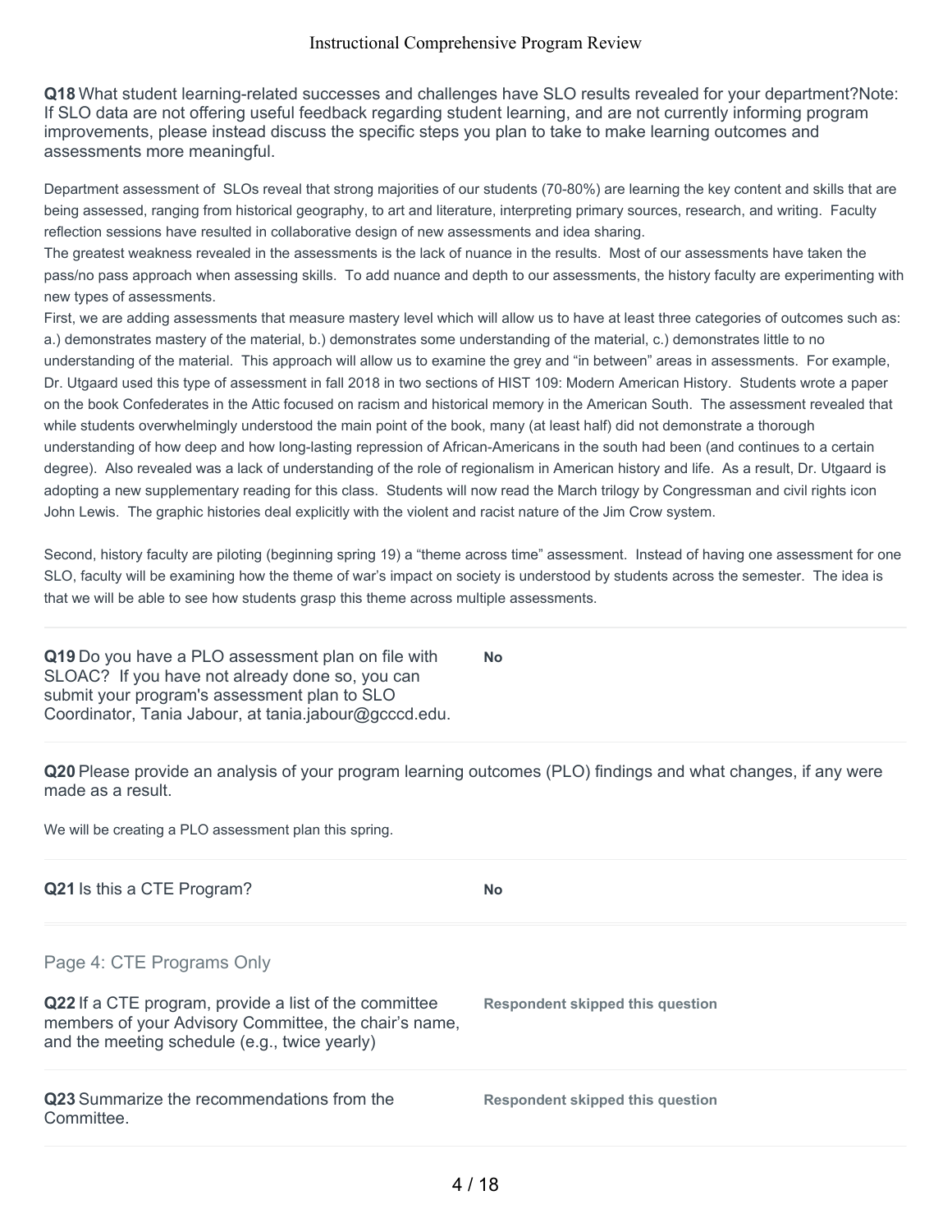**Q18** What student learning-related successes and challenges have SLO results revealed for your department?Note: If SLO data are not offering useful feedback regarding student learning, and are not currently informing program improvements, please instead discuss the specific steps you plan to take to make learning outcomes and assessments more meaningful.

Department assessment of SLOs reveal that strong majorities of our students (70-80%) are learning the key content and skills that are being assessed, ranging from historical geography, to art and literature, interpreting primary sources, research, and writing. Faculty reflection sessions have resulted in collaborative design of new assessments and idea sharing.
The greatest weakness revealed in the assessments is the lack of nuance in the results. Most of our assessments have taken the pass/no pass approach when assessing skills. To add nuance and depth to our assessments, the history faculty are experimenting with new types of assessments.
First, we are adding assessments that measure mastery level which will allow us to have at least three categories of outcomes such as: a.) demonstrates mastery of the material, b.) demonstrates some understanding of the material, c.) demonstrates little to no understanding of the material. This approach will allow us to examine the grey and "in between" areas in assessments. For example, Dr. Utgaard used this type of assessment in fall 2018 in two sections of HIST 109: Modern American History. Students wrote a paper on the book Confederates in the Attic focused on racism and historical memory in the American South. The assessment revealed that while students overwhelmingly understood the main point of the book, many (at least half) did not demonstrate a thorough understanding of how deep and how long-lasting repression of African-Americans in the south had been (and continues to a certain degree). Also revealed was a lack of understanding of the role of regionalism in American history and life. As a result, Dr. Utgaard is adopting a new supplementary reading for this class. Students will now read the March trilogy by Congressman and civil rights icon John Lewis. The graphic histories deal explicitly with the violent and racist nature of the Jim Crow system.

Second, history faculty are piloting (beginning spring 19) a "theme across time" assessment. Instead of having one assessment for one SLO, faculty will be examining how the theme of war's impact on society is understood by students across the semester. The idea is that we will be able to see how students grasp this theme across multiple assessments.

**Q19** Do you have a PLO assessment plan on file with SLOAC? If you have not already done so, you can submit your program's assessment plan to SLO Coordinator, Tania Jabour, at tania.jabour@gcccd.edu.

**No**

**Q20** Please provide an analysis of your program learning outcomes (PLO) findings and what changes, if any were made as a result.

We will be creating a PLO assessment plan this spring.

**Q21** Is this a CTE Program?

**No**

## Page 4: CTE Programs Only

**Q22** If a CTE program, provide a list of the committee members of your Advisory Committee, the chair's name, and the meeting schedule (e.g., twice yearly)

**Respondent skipped this question**

**Q23** Summarize the recommendations from the Committee.

**Respondent skipped this question**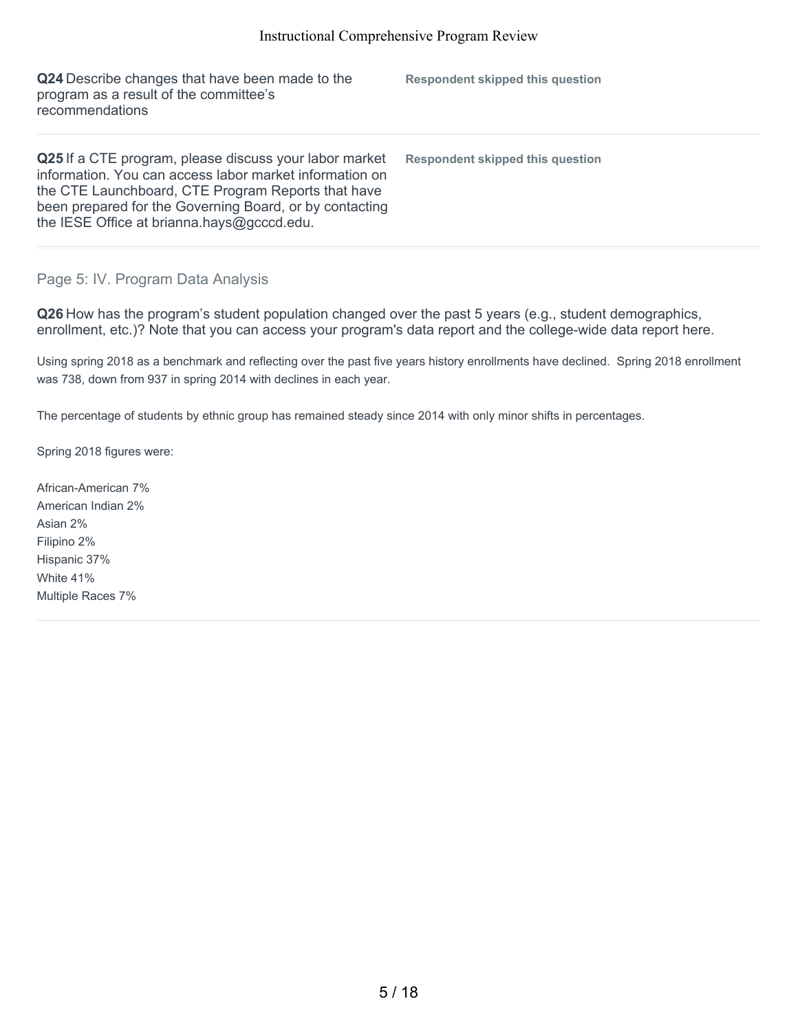**Q24** Describe changes that have been made to the program as a result of the committee's recommendations

**Respondent skipped this question**

**Q25** If a CTE program, please discuss your labor market information. You can access labor market information on the CTE Launchboard, CTE Program Reports that have been prepared for the Governing Board, or by contacting the IESE Office at brianna.hays@gcccd.edu.

**Respondent skipped this question**

## Page 5: IV. Program Data Analysis

**Q26** How has the program's student population changed over the past 5 years (e.g., student demographics, enrollment, etc.)? Note that you can access your program's data report and the college-wide data report here.

Using spring 2018 as a benchmark and reflecting over the past five years history enrollments have declined. Spring 2018 enrollment was 738, down from 937 in spring 2014 with declines in each year.

The percentage of students by ethnic group has remained steady since 2014 with only minor shifts in percentages.

Spring 2018 figures were:

African-American 7%
American Indian 2%
Asian 2%
Filipino 2%
Hispanic 37%
White 41%
Multiple Races 7%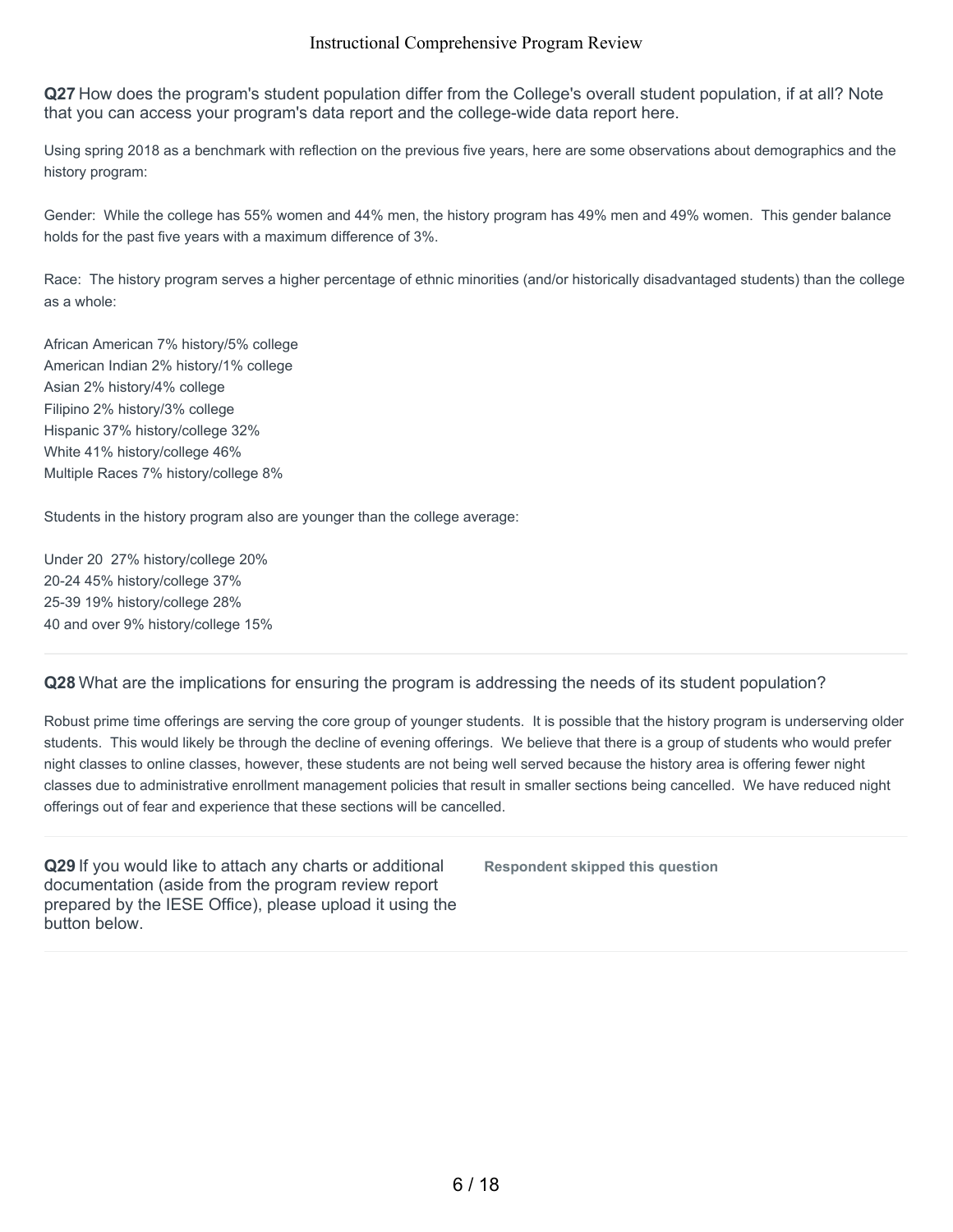**Q27** How does the program's student population differ from the College's overall student population, if at all? Note that you can access your program's data report and the college-wide data report here.

Using spring 2018 as a benchmark with reflection on the previous five years, here are some observations about demographics and the history program:

Gender: While the college has 55% women and 44% men, the history program has 49% men and 49% women. This gender balance holds for the past five years with a maximum difference of 3%.

Race: The history program serves a higher percentage of ethnic minorities (and/or historically disadvantaged students) than the college as a whole:

African American 7% history/5% college
American Indian 2% history/1% college
Asian 2% history/4% college
Filipino 2% history/3% college
Hispanic 37% history/college 32%
White 41% history/college 46%
Multiple Races 7% history/college 8%

Students in the history program also are younger than the college average:

Under 20 27% history/college 20%
20-24 45% history/college 37%
25-39 19% history/college 28%
40 and over 9% history/college 15%

**Q28** What are the implications for ensuring the program is addressing the needs of its student population?

Robust prime time offerings are serving the core group of younger students. It is possible that the history program is underserving older students. This would likely be through the decline of evening offerings. We believe that there is a group of students who would prefer night classes to online classes, however, these students are not being well served because the history area is offering fewer night classes due to administrative enrollment management policies that result in smaller sections being cancelled. We have reduced night offerings out of fear and experience that these sections will be cancelled.

**Q29** If you would like to attach any charts or additional documentation (aside from the program review report prepared by the IESE Office), please upload it using the button below.

Respondent skipped this question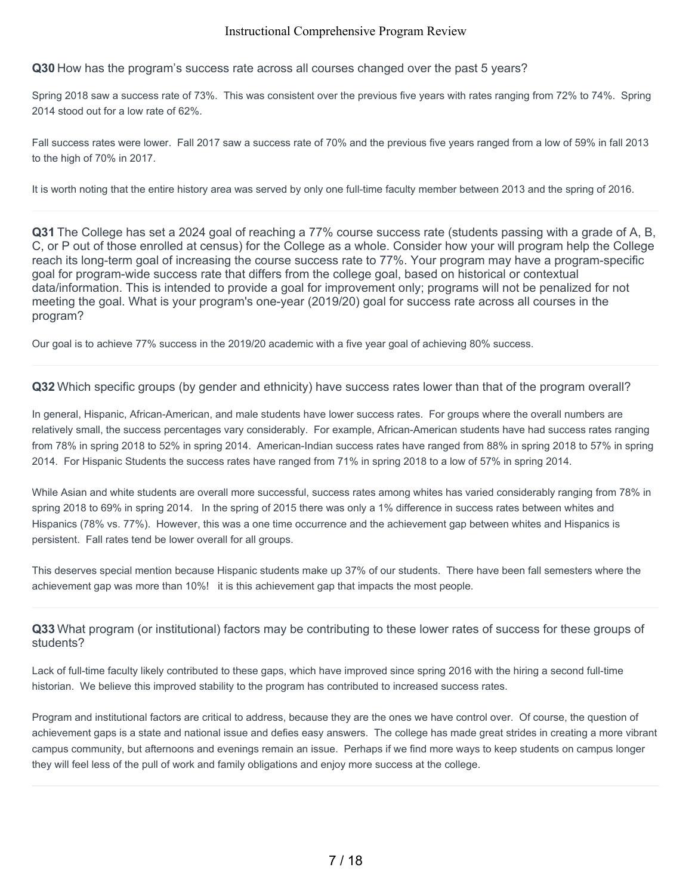**Q30** How has the program's success rate across all courses changed over the past 5 years?

Spring 2018 saw a success rate of 73%. This was consistent over the previous five years with rates ranging from 72% to 74%. Spring 2014 stood out for a low rate of 62%.

Fall success rates were lower. Fall 2017 saw a success rate of 70% and the previous five years ranged from a low of 59% in fall 2013 to the high of 70% in 2017.

It is worth noting that the entire history area was served by only one full-time faculty member between 2013 and the spring of 2016.

---

**Q31** The College has set a 2024 goal of reaching a 77% course success rate (students passing with a grade of A, B, C, or P out of those enrolled at census) for the College as a whole. Consider how your will program help the College reach its long-term goal of increasing the course success rate to 77%. Your program may have a program-specific goal for program-wide success rate that differs from the college goal, based on historical or contextual data/information. This is intended to provide a goal for improvement only; programs will not be penalized for not meeting the goal. What is your program's one-year (2019/20) goal for success rate across all courses in the program?

Our goal is to achieve 77% success in the 2019/20 academic with a five year goal of achieving 80% success.

---

**Q32** Which specific groups (by gender and ethnicity) have success rates lower than that of the program overall?

In general, Hispanic, African-American, and male students have lower success rates. For groups where the overall numbers are relatively small, the success percentages vary considerably. For example, African-American students have had success rates ranging from 78% in spring 2018 to 52% in spring 2014. American-Indian success rates have ranged from 88% in spring 2018 to 57% in spring 2014. For Hispanic Students the success rates have ranged from 71% in spring 2018 to a low of 57% in spring 2014.

While Asian and white students are overall more successful, success rates among whites has varied considerably ranging from 78% in spring 2018 to 69% in spring 2014. In the spring of 2015 there was only a 1% difference in success rates between whites and Hispanics (78% vs. 77%). However, this was a one time occurrence and the achievement gap between whites and Hispanics is persistent. Fall rates tend be lower overall for all groups.

This deserves special mention because Hispanic students make up 37% of our students. There have been fall semesters where the achievement gap was more than 10%! it is this achievement gap that impacts the most people.

---

**Q33** What program (or institutional) factors may be contributing to these lower rates of success for these groups of students?

Lack of full-time faculty likely contributed to these gaps, which have improved since spring 2016 with the hiring a second full-time historian. We believe this improved stability to the program has contributed to increased success rates.

Program and institutional factors are critical to address, because they are the ones we have control over. Of course, the question of achievement gaps is a state and national issue and defies easy answers. The college has made great strides in creating a more vibrant campus community, but afternoons and evenings remain an issue. Perhaps if we find more ways to keep students on campus longer they will feel less of the pull of work and family obligations and enjoy more success at the college.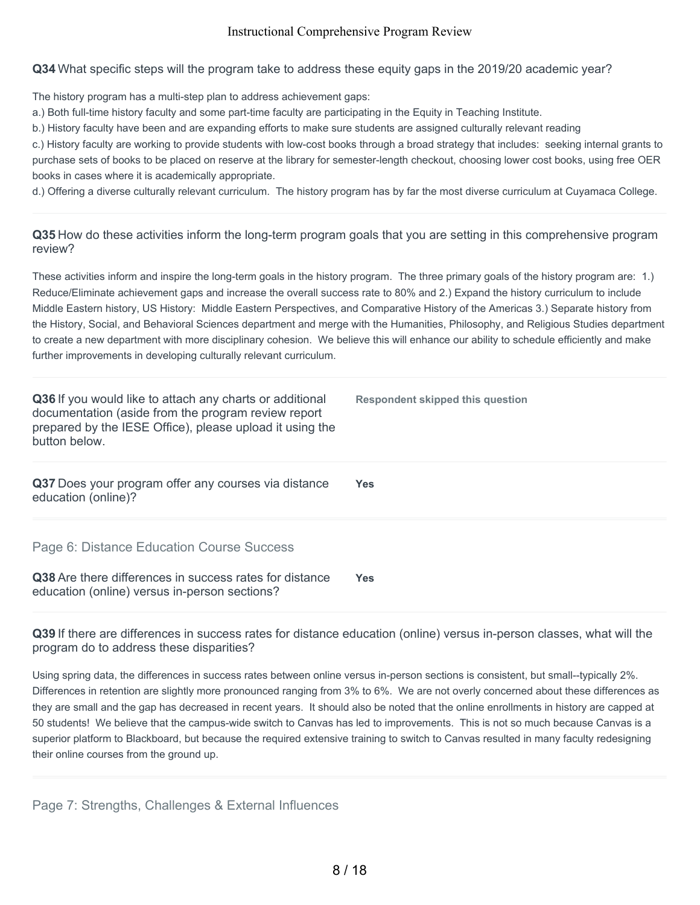**Q34** What specific steps will the program take to address these equity gaps in the 2019/20 academic year?

The history program has a multi-step plan to address achievement gaps:
a.) Both full-time history faculty and some part-time faculty are participating in the Equity in Teaching Institute.
b.) History faculty have been and are expanding efforts to make sure students are assigned culturally relevant reading
c.) History faculty are working to provide students with low-cost books through a broad strategy that includes: seeking internal grants to purchase sets of books to be placed on reserve at the library for semester-length checkout, choosing lower cost books, using free OER books in cases where it is academically appropriate.
d.) Offering a diverse culturally relevant curriculum. The history program has by far the most diverse curriculum at Cuyamaca College.

**Q35** How do these activities inform the long-term program goals that you are setting in this comprehensive program review?

These activities inform and inspire the long-term goals in the history program. The three primary goals of the history program are: 1.) Reduce/Eliminate achievement gaps and increase the overall success rate to 80% and 2.) Expand the history curriculum to include Middle Eastern history, US History: Middle Eastern Perspectives, and Comparative History of the Americas 3.) Separate history from the History, Social, and Behavioral Sciences department and merge with the Humanities, Philosophy, and Religious Studies department to create a new department with more disciplinary cohesion. We believe this will enhance our ability to schedule efficiently and make further improvements in developing culturally relevant curriculum.

**Q36** If you would like to attach any charts or additional documentation (aside from the program review report prepared by the IESE Office), please upload it using the button below.

**Respondent skipped this question**

**Q37** Does your program offer any courses via distance education (online)?

**Yes**

## Page 6: Distance Education Course Success

**Q38** Are there differences in success rates for distance education (online) versus in-person sections?

**Yes**

**Q39** If there are differences in success rates for distance education (online) versus in-person classes, what will the program do to address these disparities?

Using spring data, the differences in success rates between online versus in-person sections is consistent, but small--typically 2%. Differences in retention are slightly more pronounced ranging from 3% to 6%. We are not overly concerned about these differences as they are small and the gap has decreased in recent years. It should also be noted that the online enrollments in history are capped at 50 students! We believe that the campus-wide switch to Canvas has led to improvements. This is not so much because Canvas is a superior platform to Blackboard, but because the required extensive training to switch to Canvas resulted in many faculty redesigning their online courses from the ground up.

## Page 7: Strengths, Challenges & External Influences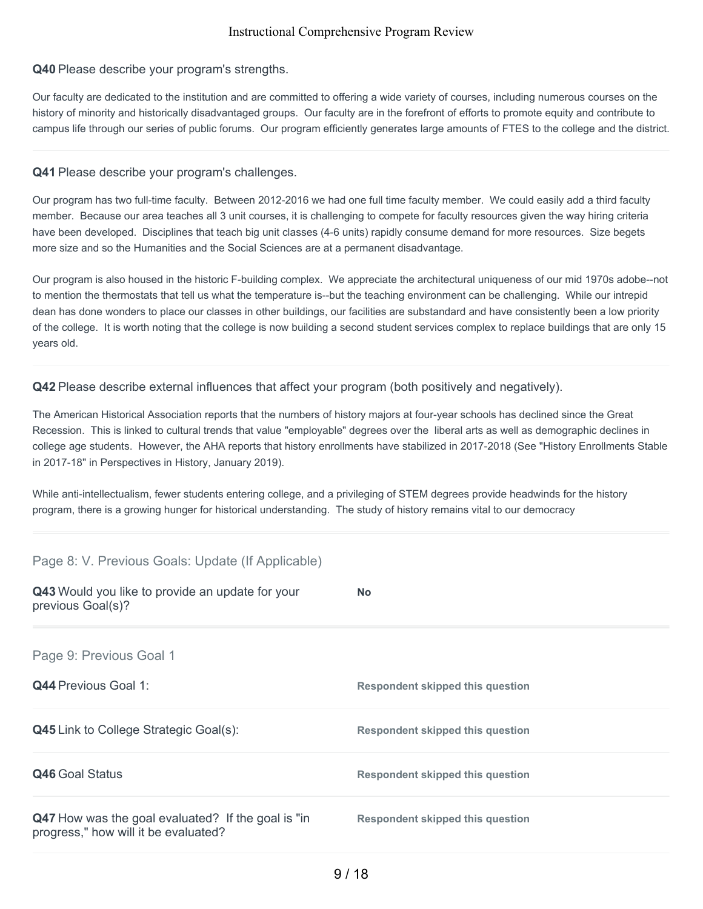**Q40** Please describe your program's strengths.

Our faculty are dedicated to the institution and are committed to offering a wide variety of courses, including numerous courses on the history of minority and historically disadvantaged groups. Our faculty are in the forefront of efforts to promote equity and contribute to campus life through our series of public forums. Our program efficiently generates large amounts of FTES to the college and the district.

**Q41** Please describe your program's challenges.

Our program has two full-time faculty. Between 2012-2016 we had one full time faculty member. We could easily add a third faculty member. Because our area teaches all 3 unit courses, it is challenging to compete for faculty resources given the way hiring criteria have been developed. Disciplines that teach big unit classes (4-6 units) rapidly consume demand for more resources. Size begets more size and so the Humanities and the Social Sciences are at a permanent disadvantage.

Our program is also housed in the historic F-building complex. We appreciate the architectural uniqueness of our mid 1970s adobe--not to mention the thermostats that tell us what the temperature is--but the teaching environment can be challenging. While our intrepid dean has done wonders to place our classes in other buildings, our facilities are substandard and have consistently been a low priority of the college. It is worth noting that the college is now building a second student services complex to replace buildings that are only 15 years old.

**Q42** Please describe external influences that affect your program (both positively and negatively).

The American Historical Association reports that the numbers of history majors at four-year schools has declined since the Great Recession. This is linked to cultural trends that value "employable" degrees over the liberal arts as well as demographic declines in college age students. However, the AHA reports that history enrollments have stabilized in 2017-2018 (See "History Enrollments Stable in 2017-18" in Perspectives in History, January 2019).

While anti-intellectualism, fewer students entering college, and a privileging of STEM degrees provide headwinds for the history program, there is a growing hunger for historical understanding. The study of history remains vital to our democracy

## Page 8: V. Previous Goals: Update (If Applicable)

| | |
|---|---|
| **Q43** Would you like to provide an update for your previous Goal(s)? | **No** |

## Page 9: Previous Goal 1

| | |
|---|---|
| **Q44** Previous Goal 1: | **Respondent skipped this question** |
| **Q45** Link to College Strategic Goal(s): | **Respondent skipped this question** |
| **Q46** Goal Status | **Respondent skipped this question** |
| **Q47** How was the goal evaluated? If the goal is "in progress," how will it be evaluated? | **Respondent skipped this question** |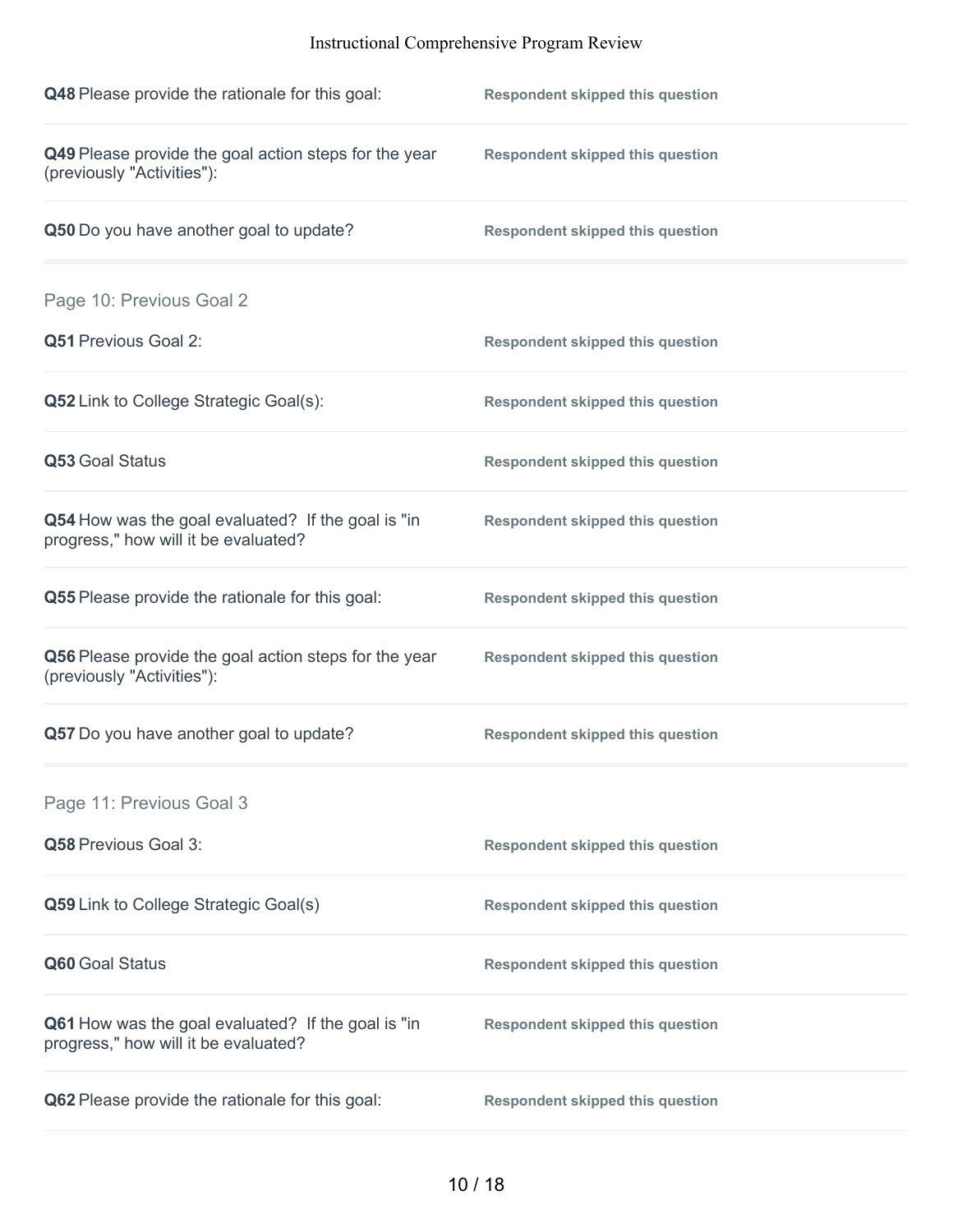**Q48** Please provide the rationale for this goal: **Respondent skipped this question**

**Q49** Please provide the goal action steps for the year (previously "Activities"): **Respondent skipped this question**

**Q50** Do you have another goal to update? **Respondent skipped this question**

## Page 10: Previous Goal 2

**Q51** Previous Goal 2: **Respondent skipped this question**

**Q52** Link to College Strategic Goal(s): **Respondent skipped this question**

**Q53** Goal Status **Respondent skipped this question**

**Q54** How was the goal evaluated? If the goal is "in progress," how will it be evaluated? **Respondent skipped this question**

**Q55** Please provide the rationale for this goal: **Respondent skipped this question**

**Q56** Please provide the goal action steps for the year (previously "Activities"): **Respondent skipped this question**

**Q57** Do you have another goal to update? **Respondent skipped this question**

## Page 11: Previous Goal 3

**Q58** Previous Goal 3: **Respondent skipped this question**

**Q59** Link to College Strategic Goal(s) **Respondent skipped this question**

**Q60** Goal Status **Respondent skipped this question**

**Q61** How was the goal evaluated? If the goal is "in progress," how will it be evaluated? **Respondent skipped this question**

**Q62** Please provide the rationale for this goal: **Respondent skipped this question**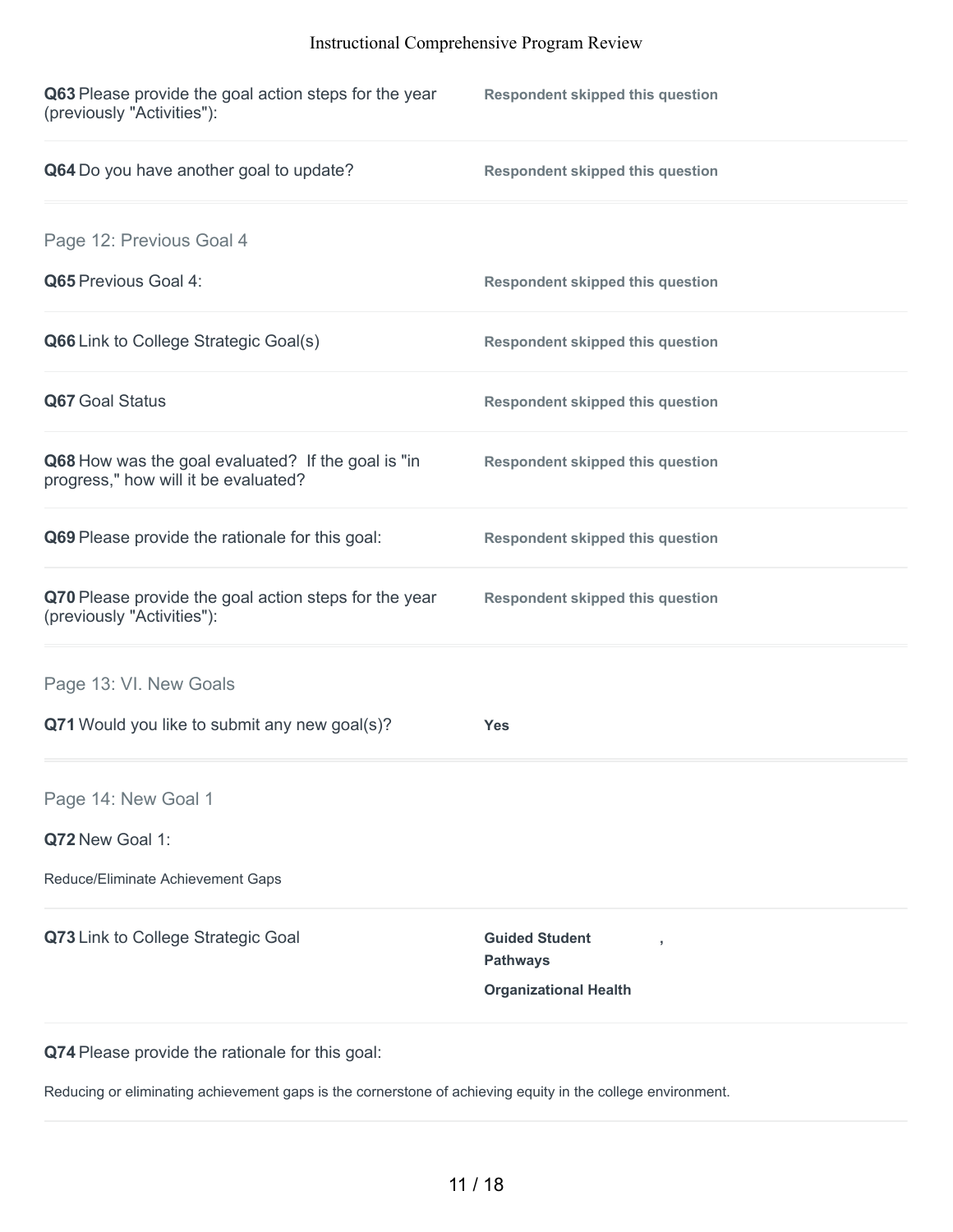**Q63** Please provide the goal action steps for the year (previously "Activities"):

**Respondent skipped this question**

**Q64** Do you have another goal to update?

**Respondent skipped this question**

## Page 12: Previous Goal 4

**Q65** Previous Goal 4:

**Respondent skipped this question**

**Q66** Link to College Strategic Goal(s)

**Respondent skipped this question**

**Q67** Goal Status

**Respondent skipped this question**

**Q68** How was the goal evaluated? If the goal is "in progress," how will it be evaluated?

**Respondent skipped this question**

**Q69** Please provide the rationale for this goal:

**Respondent skipped this question**

**Q70** Please provide the goal action steps for the year (previously "Activities"):

**Respondent skipped this question**

## Page 13: VI. New Goals

**Q71** Would you like to submit any new goal(s)?

**Yes**

## Page 14: New Goal 1

**Q72** New Goal 1:

Reduce/Eliminate Achievement Gaps

**Q73** Link to College Strategic Goal

**Guided Student Pathways**,

**Organizational Health**

**Q74** Please provide the rationale for this goal:

Reducing or eliminating achievement gaps is the cornerstone of achieving equity in the college environment.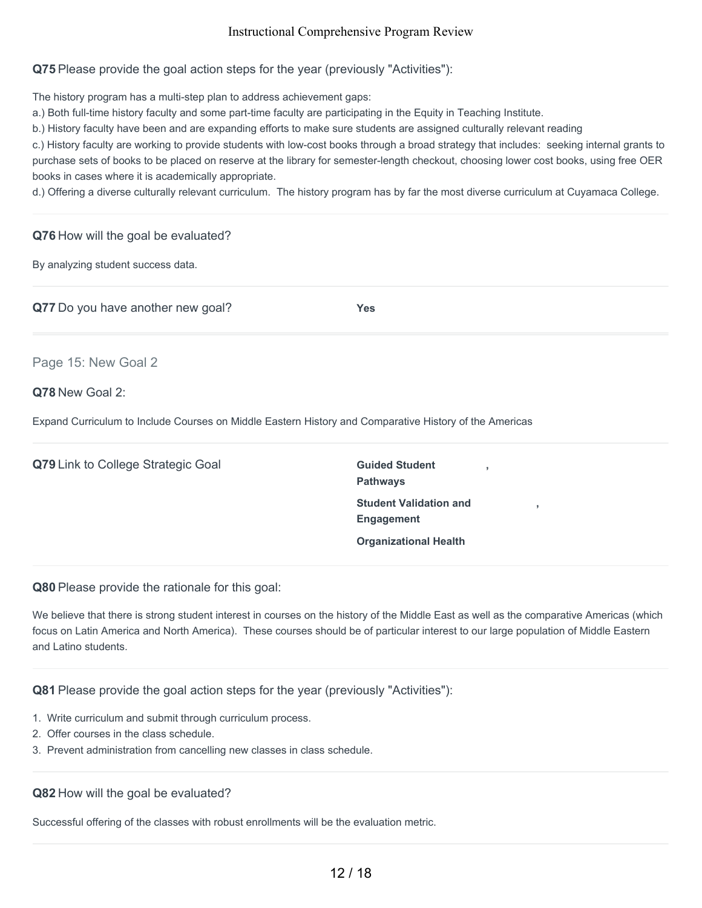**Q75** Please provide the goal action steps for the year (previously "Activities"):

The history program has a multi-step plan to address achievement gaps:
a.) Both full-time history faculty and some part-time faculty are participating in the Equity in Teaching Institute.
b.) History faculty have been and are expanding efforts to make sure students are assigned culturally relevant reading
c.) History faculty are working to provide students with low-cost books through a broad strategy that includes: seeking internal grants to purchase sets of books to be placed on reserve at the library for semester-length checkout, choosing lower cost books, using free OER books in cases where it is academically appropriate.
d.) Offering a diverse culturally relevant curriculum. The history program has by far the most diverse curriculum at Cuyamaca College.

**Q76** How will the goal be evaluated?

By analyzing student success data.

**Q77** Do you have another new goal? **Yes**

## Page 15: New Goal 2

**Q78** New Goal 2:

Expand Curriculum to Include Courses on Middle Eastern History and Comparative History of the Americas

**Q79** Link to College Strategic Goal

**Guided Student Pathways**,
**Student Validation and Engagement**,
**Organizational Health**

**Q80** Please provide the rationale for this goal:

We believe that there is strong student interest in courses on the history of the Middle East as well as the comparative Americas (which focus on Latin America and North America). These courses should be of particular interest to our large population of Middle Eastern and Latino students.

**Q81** Please provide the goal action steps for the year (previously "Activities"):

1. Write curriculum and submit through curriculum process.
2. Offer courses in the class schedule.
3. Prevent administration from cancelling new classes in class schedule.

**Q82** How will the goal be evaluated?

Successful offering of the classes with robust enrollments will be the evaluation metric.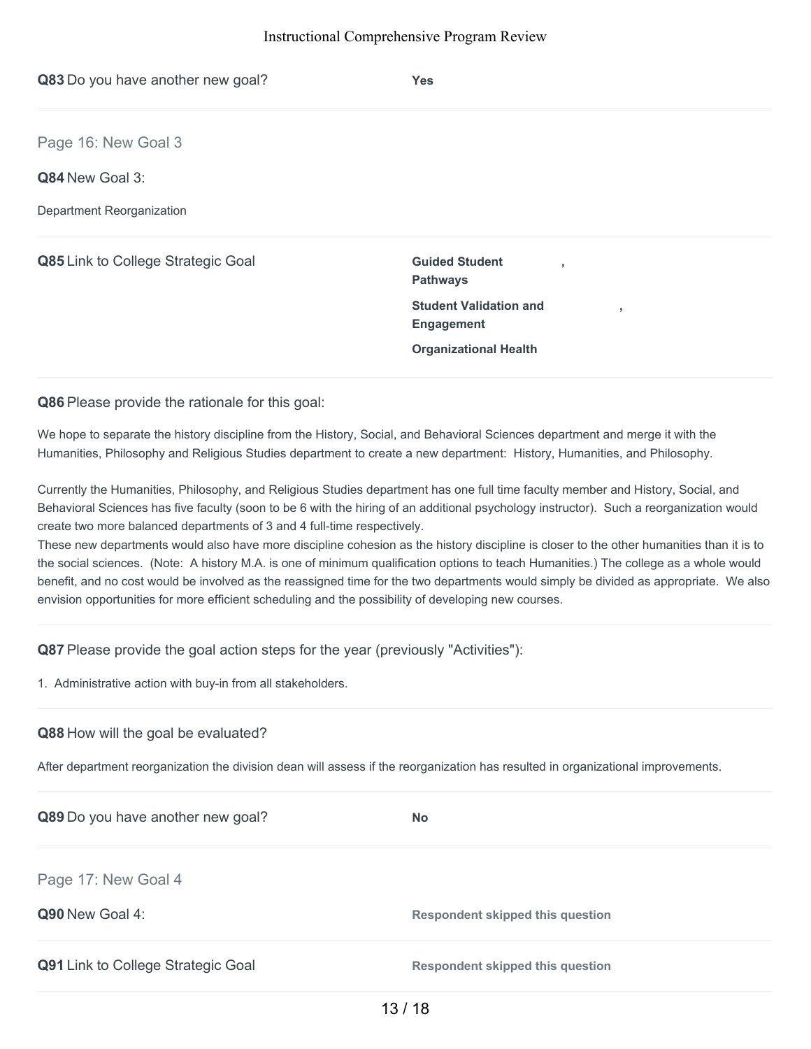**Q83** Do you have another new goal? **Yes**

## Page 16: New Goal 3

**Q84** New Goal 3:

Department Reorganization

**Q85** Link to College Strategic Goal

**Guided Student Pathways**,

**Student Validation and Engagement**,

**Organizational Health**

**Q86** Please provide the rationale for this goal:

We hope to separate the history discipline from the History, Social, and Behavioral Sciences department and merge it with the Humanities, Philosophy and Religious Studies department to create a new department: History, Humanities, and Philosophy.

Currently the Humanities, Philosophy, and Religious Studies department has one full time faculty member and History, Social, and Behavioral Sciences has five faculty (soon to be 6 with the hiring of an additional psychology instructor). Such a reorganization would create two more balanced departments of 3 and 4 full-time respectively.

These new departments would also have more discipline cohesion as the history discipline is closer to the other humanities than it is to the social sciences. (Note: A history M.A. is one of minimum qualification options to teach Humanities.) The college as a whole would benefit, and no cost would be involved as the reassigned time for the two departments would simply be divided as appropriate. We also envision opportunities for more efficient scheduling and the possibility of developing new courses.

**Q87** Please provide the goal action steps for the year (previously "Activities"):

1. Administrative action with buy-in from all stakeholders.

**Q88** How will the goal be evaluated?

After department reorganization the division dean will assess if the reorganization has resulted in organizational improvements.

**Q89** Do you have another new goal? **No**

## Page 17: New Goal 4

**Q90** New Goal 4: **Respondent skipped this question**

**Q91** Link to College Strategic Goal **Respondent skipped this question**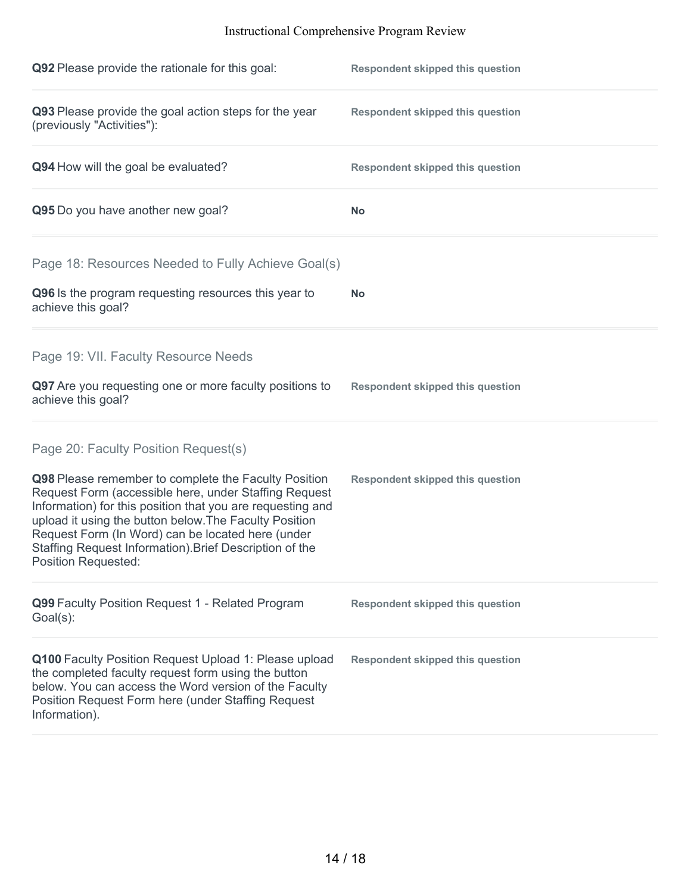**Q92** Please provide the rationale for this goal: **Respondent skipped this question**

**Q93** Please provide the goal action steps for the year (previously "Activities"): **Respondent skipped this question**

**Q94** How will the goal be evaluated? **Respondent skipped this question**

**Q95** Do you have another new goal? **No**

## Page 18: Resources Needed to Fully Achieve Goal(s)

**Q96** Is the program requesting resources this year to achieve this goal? **No**

## Page 19: VII. Faculty Resource Needs

**Q97** Are you requesting one or more faculty positions to achieve this goal? **Respondent skipped this question**

## Page 20: Faculty Position Request(s)

**Q98** Please remember to complete the Faculty Position Request Form (accessible here, under Staffing Request Information) for this position that you are requesting and upload it using the button below.The Faculty Position Request Form (In Word) can be located here (under Staffing Request Information).Brief Description of the Position Requested: **Respondent skipped this question**

**Q99** Faculty Position Request 1 - Related Program Goal(s): **Respondent skipped this question**

**Q100** Faculty Position Request Upload 1: Please upload the completed faculty request form using the button below. You can access the Word version of the Faculty Position Request Form here (under Staffing Request Information). **Respondent skipped this question**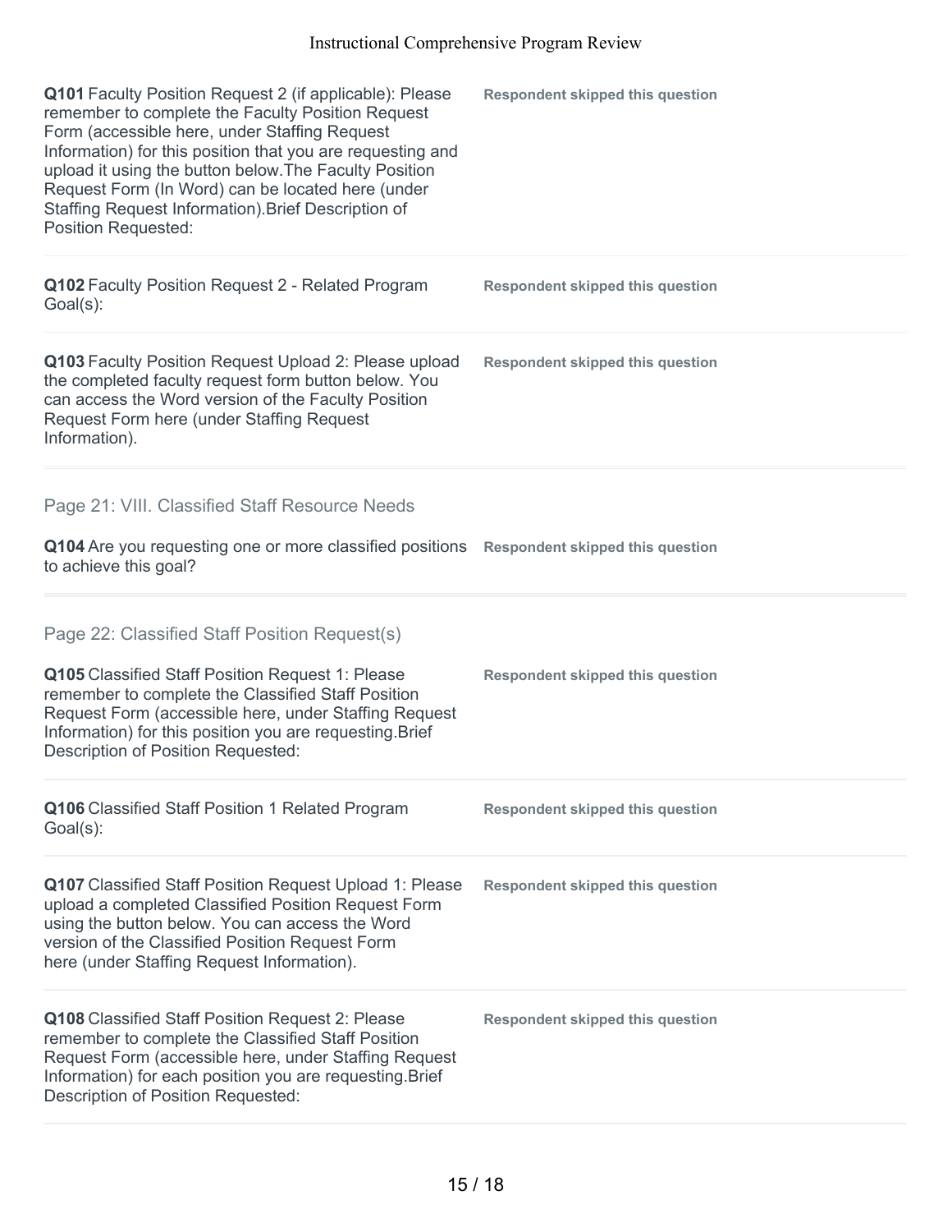**Q101** Faculty Position Request 2 (if applicable): Please remember to complete the Faculty Position Request Form (accessible here, under Staffing Request Information) for this position that you are requesting and upload it using the button below.The Faculty Position Request Form (In Word) can be located here (under Staffing Request Information).Brief Description of Position Requested:

**Respondent skipped this question**

**Q102** Faculty Position Request 2 - Related Program Goal(s):

**Respondent skipped this question**

**Q103** Faculty Position Request Upload 2: Please upload the completed faculty request form button below. You can access the Word version of the Faculty Position Request Form here (under Staffing Request Information).

**Respondent skipped this question**

## Page 21: VIII. Classified Staff Resource Needs

**Q104** Are you requesting one or more classified positions to achieve this goal?

**Respondent skipped this question**

## Page 22: Classified Staff Position Request(s)

**Q105** Classified Staff Position Request 1: Please remember to complete the Classified Staff Position Request Form (accessible here, under Staffing Request Information) for this position you are requesting.Brief Description of Position Requested:

**Respondent skipped this question**

**Q106** Classified Staff Position 1 Related Program Goal(s):

**Respondent skipped this question**

**Q107** Classified Staff Position Request Upload 1: Please upload a completed Classified Position Request Form using the button below. You can access the Word version of the Classified Position Request Form here (under Staffing Request Information).

**Respondent skipped this question**

**Q108** Classified Staff Position Request 2: Please remember to complete the Classified Staff Position Request Form (accessible here, under Staffing Request Information) for each position you are requesting.Brief Description of Position Requested:

**Respondent skipped this question**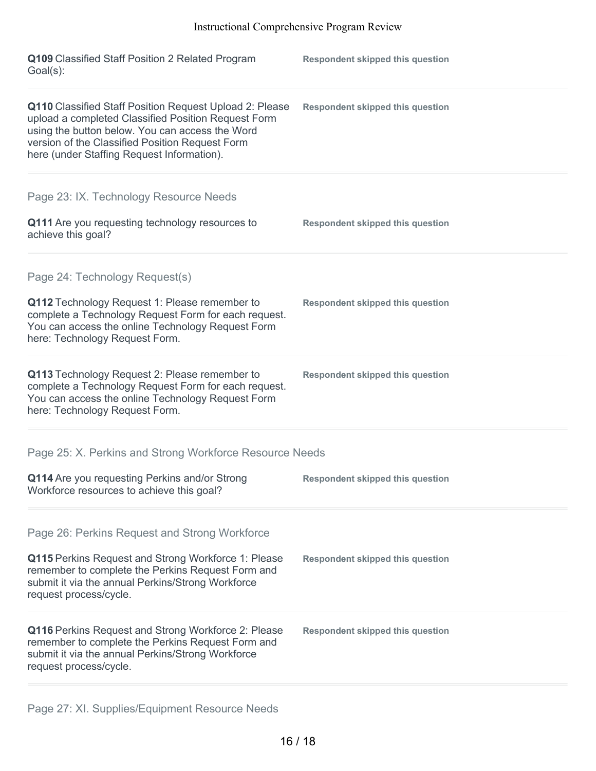**Q109** Classified Staff Position 2 Related Program Goal(s):

**Respondent skipped this question**

**Q110** Classified Staff Position Request Upload 2: Please upload a completed Classified Position Request Form using the button below. You can access the Word version of the Classified Position Request Form here (under Staffing Request Information).

**Respondent skipped this question**

## Page 23: IX. Technology Resource Needs

**Q111** Are you requesting technology resources to achieve this goal?

**Respondent skipped this question**

## Page 24: Technology Request(s)

**Q112** Technology Request 1: Please remember to complete a Technology Request Form for each request. You can access the online Technology Request Form here: Technology Request Form.

**Respondent skipped this question**

**Q113** Technology Request 2: Please remember to complete a Technology Request Form for each request. You can access the online Technology Request Form here: Technology Request Form.

**Respondent skipped this question**

## Page 25: X. Perkins and Strong Workforce Resource Needs

**Q114** Are you requesting Perkins and/or Strong Workforce resources to achieve this goal?

**Respondent skipped this question**

## Page 26: Perkins Request and Strong Workforce

**Q115** Perkins Request and Strong Workforce 1: Please remember to complete the Perkins Request Form and submit it via the annual Perkins/Strong Workforce request process/cycle.

**Respondent skipped this question**

**Q116** Perkins Request and Strong Workforce 2: Please remember to complete the Perkins Request Form and submit it via the annual Perkins/Strong Workforce request process/cycle.

**Respondent skipped this question**

## Page 27: XI. Supplies/Equipment Resource Needs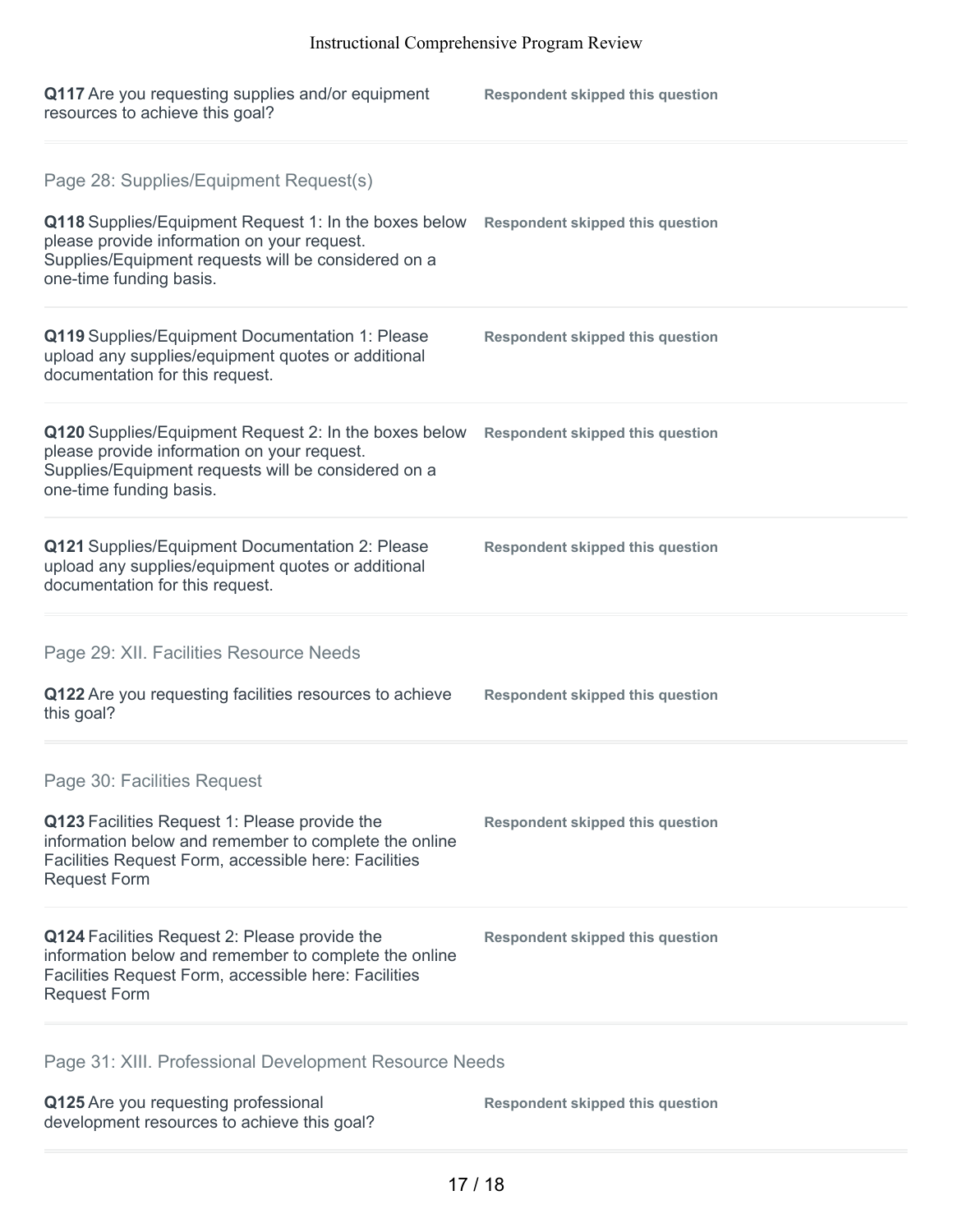**Q117** Are you requesting supplies and/or equipment resources to achieve this goal?

**Respondent skipped this question**

## Page 28: Supplies/Equipment Request(s)

**Q118** Supplies/Equipment Request 1: In the boxes below please provide information on your request. Supplies/Equipment requests will be considered on a one-time funding basis.

**Respondent skipped this question**

**Q119** Supplies/Equipment Documentation 1: Please upload any supplies/equipment quotes or additional documentation for this request.

**Respondent skipped this question**

**Q120** Supplies/Equipment Request 2: In the boxes below please provide information on your request. Supplies/Equipment requests will be considered on a one-time funding basis.

**Respondent skipped this question**

**Q121** Supplies/Equipment Documentation 2: Please upload any supplies/equipment quotes or additional documentation for this request.

**Respondent skipped this question**

## Page 29: XII. Facilities Resource Needs

**Q122** Are you requesting facilities resources to achieve this goal?

**Respondent skipped this question**

## Page 30: Facilities Request

**Q123** Facilities Request 1: Please provide the information below and remember to complete the online Facilities Request Form, accessible here: Facilities Request Form

**Respondent skipped this question**

**Q124** Facilities Request 2: Please provide the information below and remember to complete the online Facilities Request Form, accessible here: Facilities Request Form

**Respondent skipped this question**

## Page 31: XIII. Professional Development Resource Needs

**Q125** Are you requesting professional development resources to achieve this goal?

**Respondent skipped this question**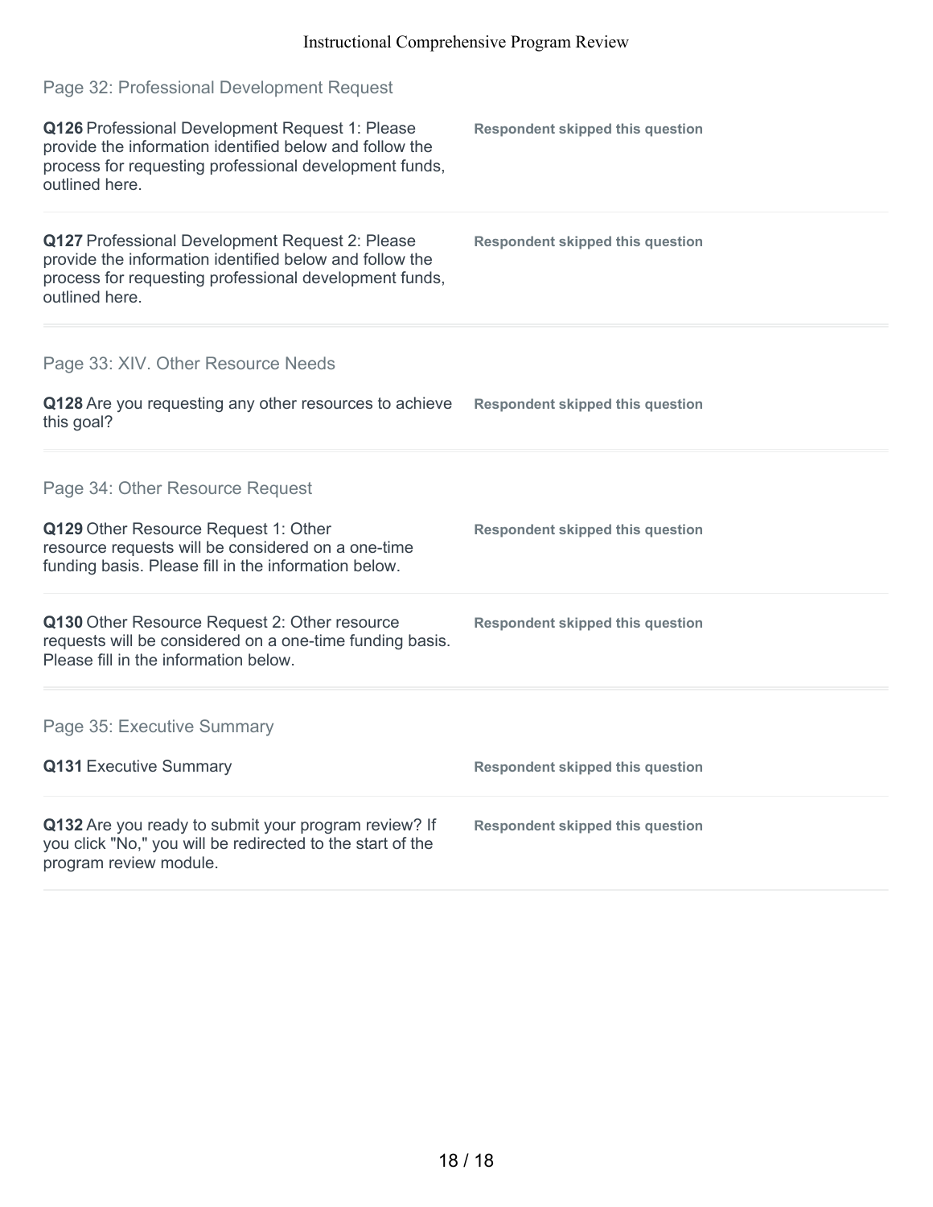## Page 32: Professional Development Request

**Q126** Professional Development Request 1: Please provide the information identified below and follow the process for requesting professional development funds, outlined here.

**Respondent skipped this question**

**Q127** Professional Development Request 2: Please provide the information identified below and follow the process for requesting professional development funds, outlined here.

**Respondent skipped this question**

## Page 33: XIV. Other Resource Needs

**Q128** Are you requesting any other resources to achieve this goal?

**Respondent skipped this question**

## Page 34: Other Resource Request

**Q129** Other Resource Request 1: Other resource requests will be considered on a one-time funding basis. Please fill in the information below.

**Respondent skipped this question**

**Q130** Other Resource Request 2: Other resource requests will be considered on a one-time funding basis. Please fill in the information below.

**Respondent skipped this question**

## Page 35: Executive Summary

**Q131** Executive Summary

**Respondent skipped this question**

**Q132** Are you ready to submit your program review? If you click "No," you will be redirected to the start of the program review module.

**Respondent skipped this question**